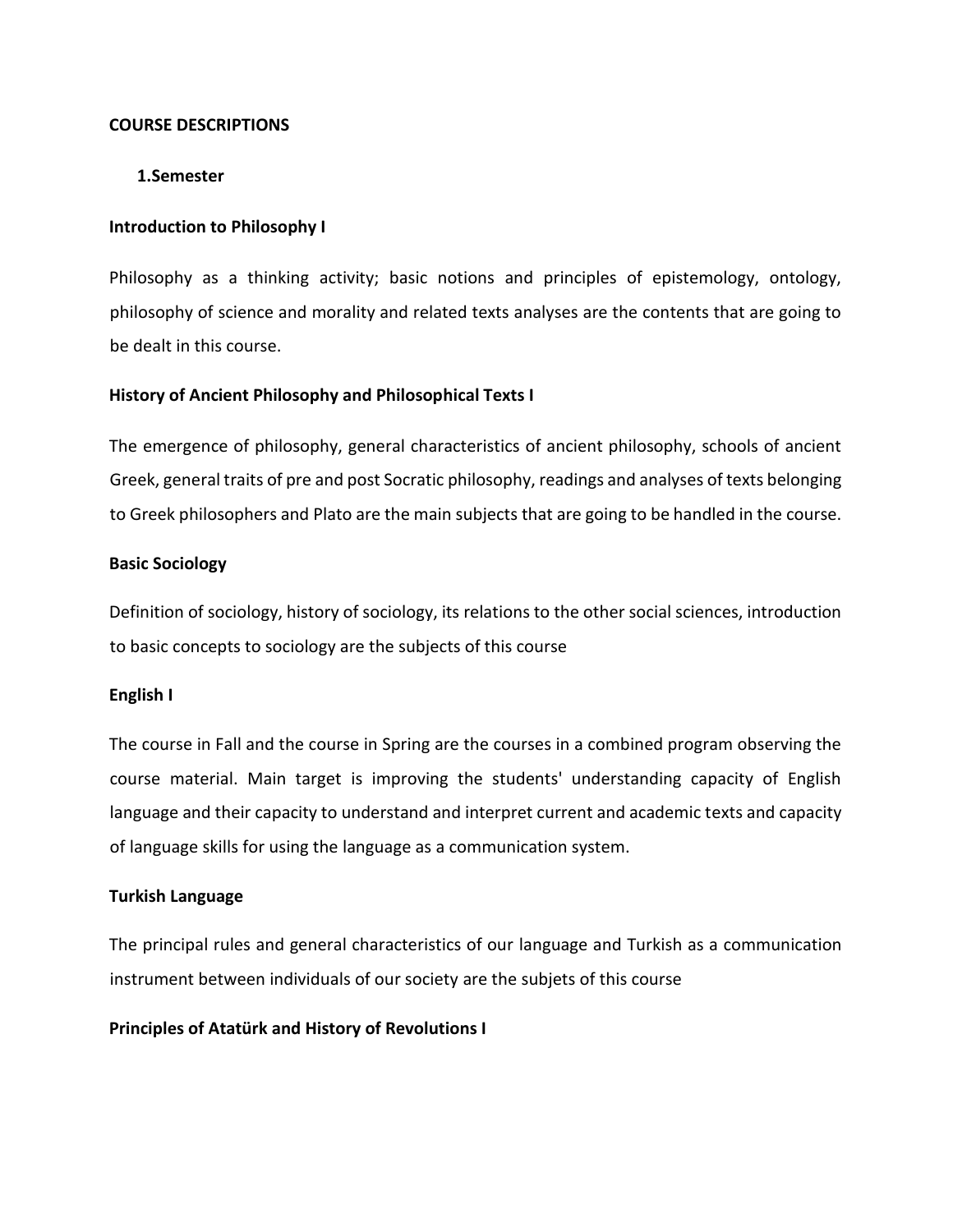# COURSE DESCRIPTIONS

## 1.Semester

### Introduction to Philosophy I

Philosophy as a thinking activity; basic notions and principles of epistemology, ontology, philosophy of science and morality and related texts analyses are the contents that are going to be dealt in this course.

### History of Ancient Philosophy and Philosophical Texts I

The emergence of philosophy, general characteristics of ancient philosophy, schools of ancient Greek, general traits of pre and post Socratic philosophy, readings and analyses of texts belonging to Greek philosophers and Plato are the main subjects that are going to be handled in the course.

### Basic Sociology

Definition of sociology, history of sociology, its relations to the other social sciences, introduction to basic concepts to sociology are the subjects of this course

### English I

The course in Fall and the course in Spring are the courses in a combined program observing the course material. Main target is improving the students' understanding capacity of English language and their capacity to understand and interpret current and academic texts and capacity of language skills for using the language as a communication system.

### Turkish Language

The principal rules and general characteristics of our language and Turkish as a communication instrument between individuals of our society are the subjets of this course

### Principles of Atatürk and History of Revolutions I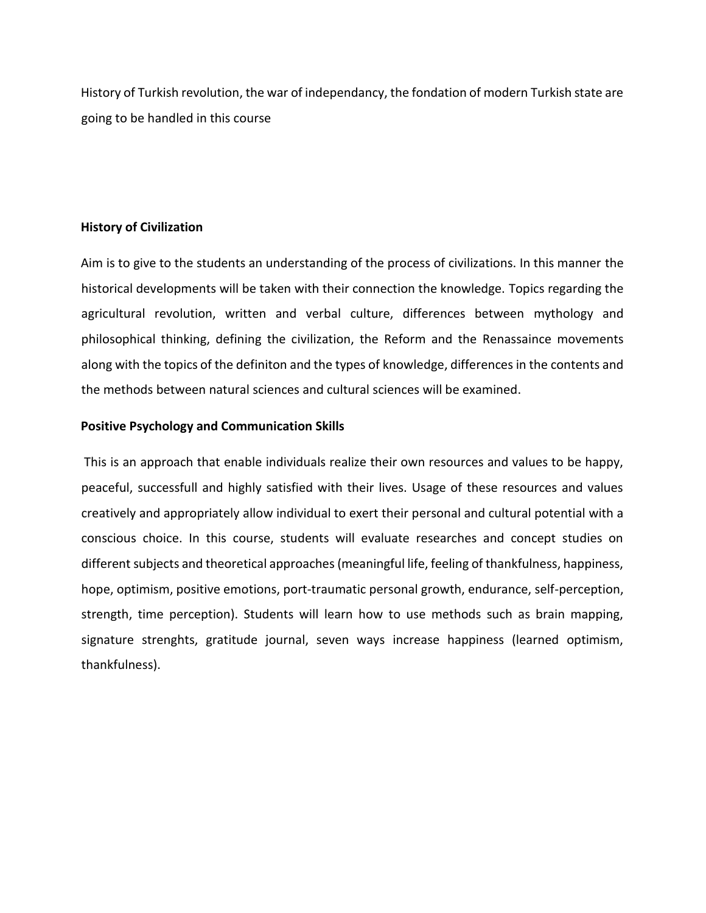History of Turkish revolution, the war of independancy, the fondation of modern Turkish state are going to be handled in this course

**History of Civilization**

Aim is to give to the students an understanding of the process of civilizations. In this manner the historical developments will be taken with their connection the knowledge. Topics regarding the agricultural revolution, written and verbal culture, differences between mythology and philosophical thinking, defining the civilization, the Reform and the Renassaince movements along with the topics of the definiton and the types of knowledge, differences in the contents and the methods between natural sciences and cultural sciences will be examined.

**Positive Psychology and Communication Skills**

This is an approach that enable individuals realize their own resources and values to be happy, peaceful, successfull and highly satisfied with their lives. Usage of these resources and values creatively and appropriately allow individual to exert their personal and cultural potential with a conscious choice. In this course, students will evaluate researches and concept studies on different subjects and theoretical approaches (meaningful life, feeling of thankfulness, happiness, hope, optimism, positive emotions, port-traumatic personal growth, endurance, self-perception, strength, time perception). Students will learn how to use methods such as brain mapping, signature strenghts, gratitude journal, seven ways increase happiness (learned optimism, thankfulness).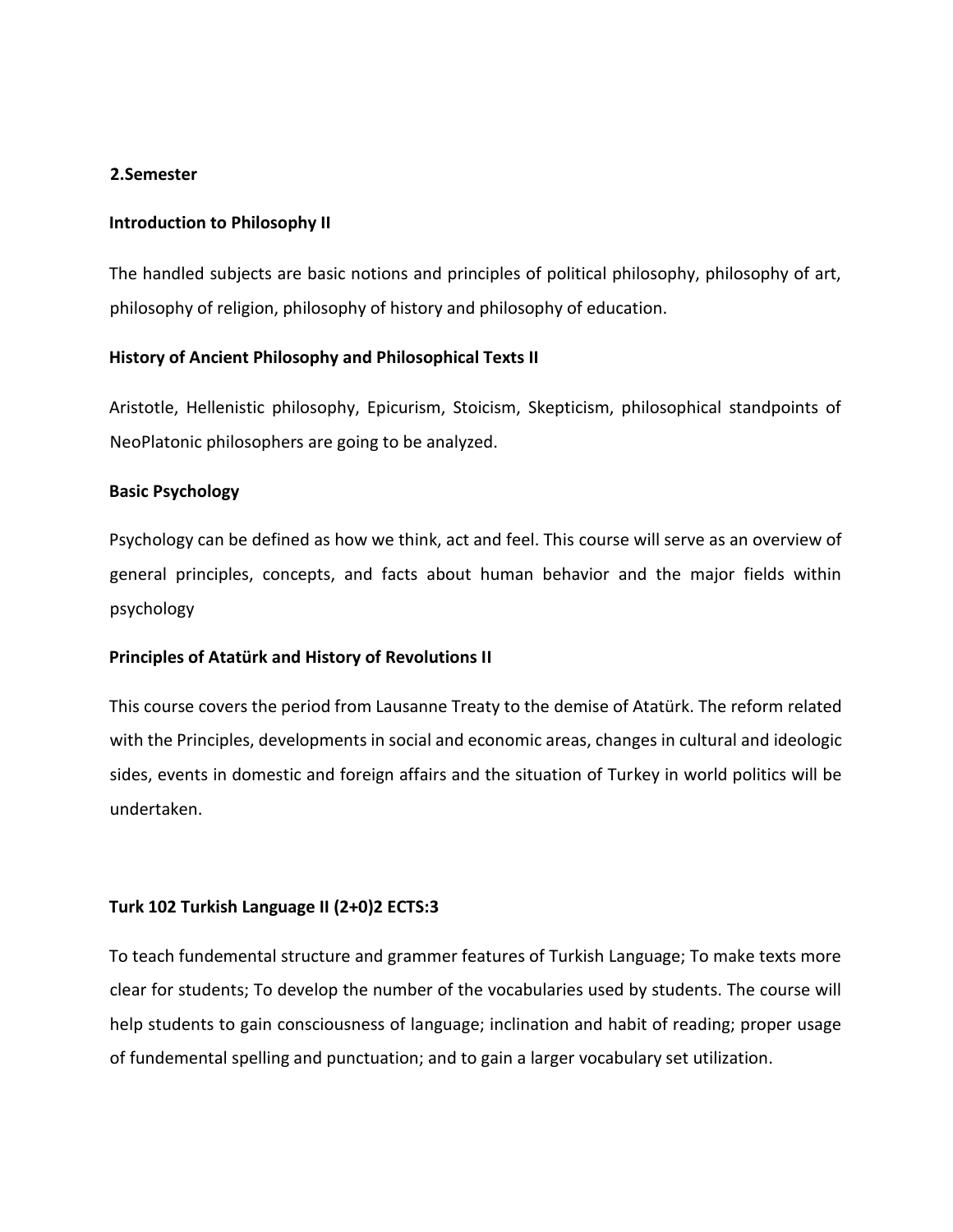## 2.Semester

### Introduction to Philosophy II

The handled subjects are basic notions and principles of political philosophy, philosophy of art, philosophy of religion, philosophy of history and philosophy of education.

### History of Ancient Philosophy and Philosophical Texts II

Aristotle, Hellenistic philosophy, Epicurism, Stoicism, Skepticism, philosophical standpoints of NeoPlatonic philosophers are going to be analyzed.

### Basic Psychology

Psychology can be defined as how we think, act and feel. This course will serve as an overview of general principles, concepts, and facts about human behavior and the major fields within psychology

### Principles of Atatürk and History of Revolutions II

This course covers the period from Lausanne Treaty to the demise of Atatürk. The reform related with the Principles, developments in social and economic areas, changes in cultural and ideologic sides, events in domestic and foreign affairs and the situation of Turkey in world politics will be undertaken.

### Turk 102 Turkish Language II (2+0)2 ECTS:3

To teach fundemental structure and grammer features of Turkish Language; To make texts more clear for students; To develop the number of the vocabularies used by students. The course will help students to gain consciousness of language; inclination and habit of reading; proper usage of fundemental spelling and punctuation; and to gain a larger vocabulary set utilization.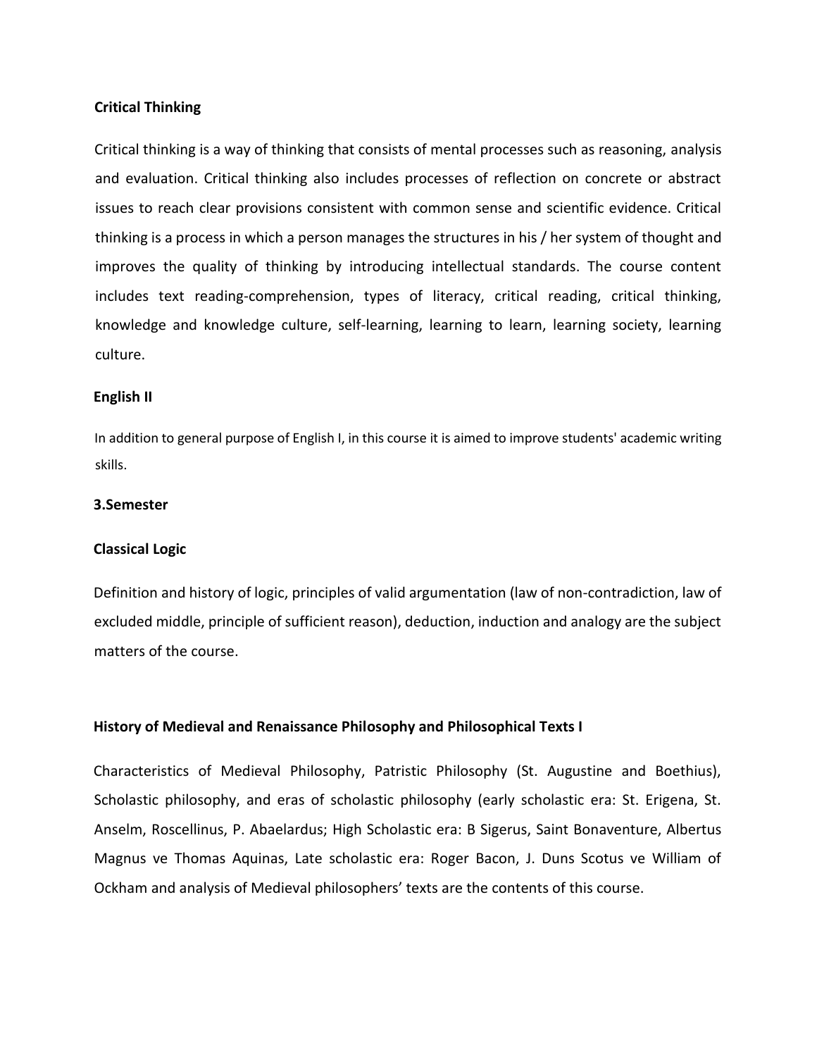### Critical Thinking

Critical thinking is a way of thinking that consists of mental processes such as reasoning, analysis and evaluation. Critical thinking also includes processes of reflection on concrete or abstract issues to reach clear provisions consistent with common sense and scientific evidence. Critical thinking is a process in which a person manages the structures in his / her system of thought and improves the quality of thinking by introducing intellectual standards. The course content includes text reading-comprehension, types of literacy, critical reading, critical thinking, knowledge and knowledge culture, self-learning, learning to learn, learning society, learning culture.

### English II

In addition to general purpose of English I, in this course it is aimed to improve students' academic writing skills.

## 3.Semester

### Classical Logic

Definition and history of logic, principles of valid argumentation (law of non-contradiction, law of excluded middle, principle of sufficient reason), deduction, induction and analogy are the subject matters of the course.

### History of Medieval and Renaissance Philosophy and Philosophical Texts I

Characteristics of Medieval Philosophy, Patristic Philosophy (St. Augustine and Boethius), Scholastic philosophy, and eras of scholastic philosophy (early scholastic era: St. Erigena, St. Anselm, Roscellinus, P. Abaelardus; High Scholastic era: B Sigerus, Saint Bonaventure, Albertus Magnus ve Thomas Aquinas, Late scholastic era: Roger Bacon, J. Duns Scotus ve William of Ockham and analysis of Medieval philosophers' texts are the contents of this course.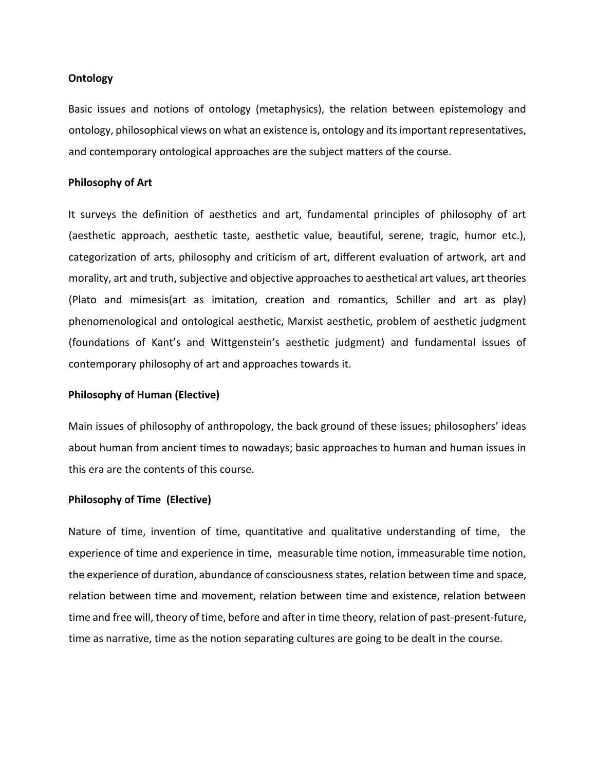**Ontology**

Basic issues and notions of ontology (metaphysics), the relation between epistemology and ontology, philosophical views on what an existence is, ontology and its important representatives, and contemporary ontological approaches are the subject matters of the course.

**Philosophy of Art**

It surveys the definition of aesthetics and art, fundamental principles of philosophy of art (aesthetic approach, aesthetic taste, aesthetic value, beautiful, serene, tragic, humor etc.), categorization of arts, philosophy and criticism of art, different evaluation of artwork, art and morality, art and truth, subjective and objective approaches to aesthetical art values, art theories (Plato and mimesis(art as imitation, creation and romantics, Schiller and art as play) phenomenological and ontological aesthetic, Marxist aesthetic, problem of aesthetic judgment (foundations of Kant's and Wittgenstein's aesthetic judgment) and fundamental issues of contemporary philosophy of art and approaches towards it.

**Philosophy of Human (Elective)**

Main issues of philosophy of anthropology, the back ground of these issues; philosophers' ideas about human from ancient times to nowadays; basic approaches to human and human issues in this era are the contents of this course.

**Philosophy of Time (Elective)**

Nature of time, invention of time, quantitative and qualitative understanding of time, the experience of time and experience in time, measurable time notion, immeasurable time notion, the experience of duration, abundance of consciousness states, relation between time and space, relation between time and movement, relation between time and existence, relation between time and free will, theory of time, before and after in time theory, relation of past-present-future, time as narrative, time as the notion separating cultures are going to be dealt in the course.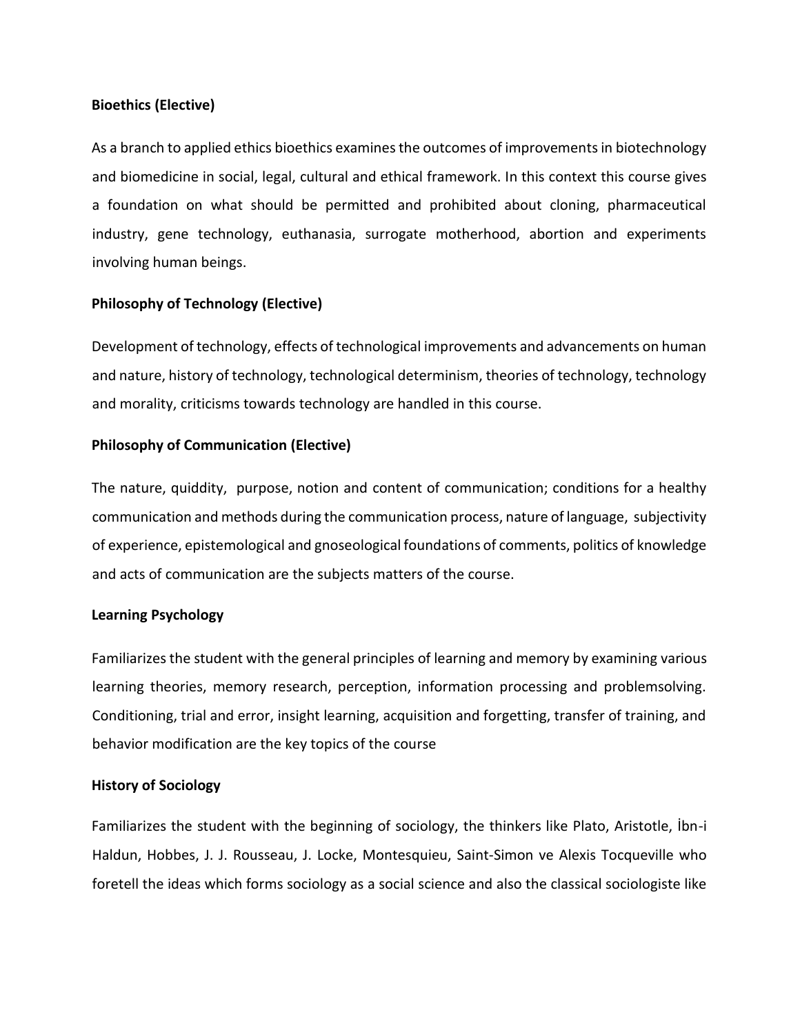**Bioethics (Elective)**

As a branch to applied ethics bioethics examines the outcomes of improvements in biotechnology and biomedicine in social, legal, cultural and ethical framework. In this context this course gives a foundation on what should be permitted and prohibited about cloning, pharmaceutical industry, gene technology, euthanasia, surrogate motherhood, abortion and experiments involving human beings.

**Philosophy of Technology (Elective)**

Development of technology, effects of technological improvements and advancements on human and nature, history of technology, technological determinism, theories of technology, technology and morality, criticisms towards technology are handled in this course.

**Philosophy of Communication (Elective)**

The nature, quiddity, purpose, notion and content of communication; conditions for a healthy communication and methods during the communication process, nature of language, subjectivity of experience, epistemological and gnoseological foundations of comments, politics of knowledge and acts of communication are the subjects matters of the course.

**Learning Psychology**

Familiarizes the student with the general principles of learning and memory by examining various learning theories, memory research, perception, information processing and problemsolving. Conditioning, trial and error, insight learning, acquisition and forgetting, transfer of training, and behavior modification are the key topics of the course

**History of Sociology**

Familiarizes the student with the beginning of sociology, the thinkers like Plato, Aristotle, İbn-i Haldun, Hobbes, J. J. Rousseau, J. Locke, Montesquieu, Saint-Simon ve Alexis Tocqueville who foretell the ideas which forms sociology as a social science and also the classical sociologiste like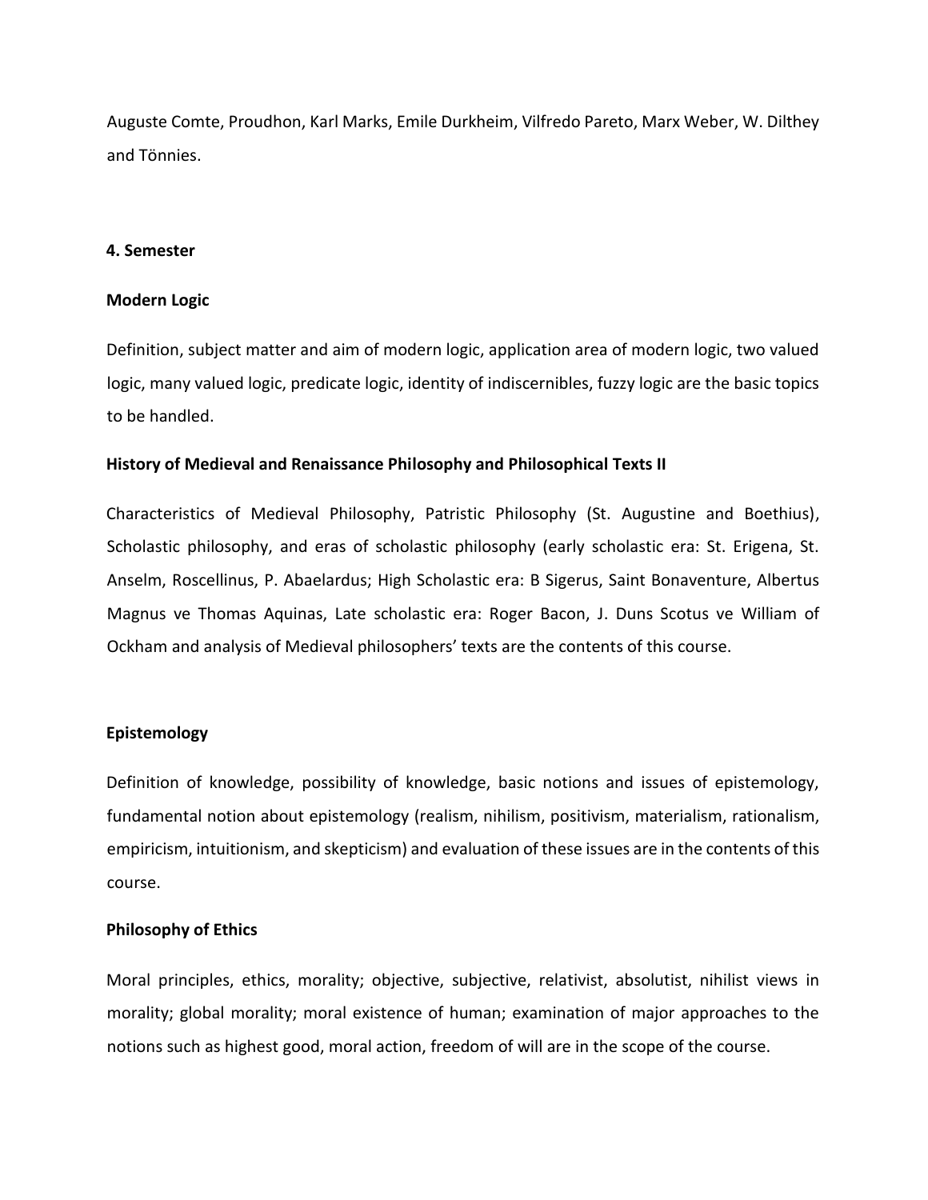Auguste Comte, Proudhon, Karl Marks, Emile Durkheim, Vilfredo Pareto, Marx Weber, W. Dilthey and Tönnies.

**4. Semester**

**Modern Logic**

Definition, subject matter and aim of modern logic, application area of modern logic, two valued logic, many valued logic, predicate logic, identity of indiscernibles, fuzzy logic are the basic topics to be handled.

**History of Medieval and Renaissance Philosophy and Philosophical Texts II**

Characteristics of Medieval Philosophy, Patristic Philosophy (St. Augustine and Boethius), Scholastic philosophy, and eras of scholastic philosophy (early scholastic era: St. Erigena, St. Anselm, Roscellinus, P. Abaelardus; High Scholastic era: B Sigerus, Saint Bonaventure, Albertus Magnus ve Thomas Aquinas, Late scholastic era: Roger Bacon, J. Duns Scotus ve William of Ockham and analysis of Medieval philosophers' texts are the contents of this course.

**Epistemology**

Definition of knowledge, possibility of knowledge, basic notions and issues of epistemology, fundamental notion about epistemology (realism, nihilism, positivism, materialism, rationalism, empiricism, intuitionism, and skepticism) and evaluation of these issues are in the contents of this course.

**Philosophy of Ethics**

Moral principles, ethics, morality; objective, subjective, relativist, absolutist, nihilist views in morality; global morality; moral existence of human; examination of major approaches to the notions such as highest good, moral action, freedom of will are in the scope of the course.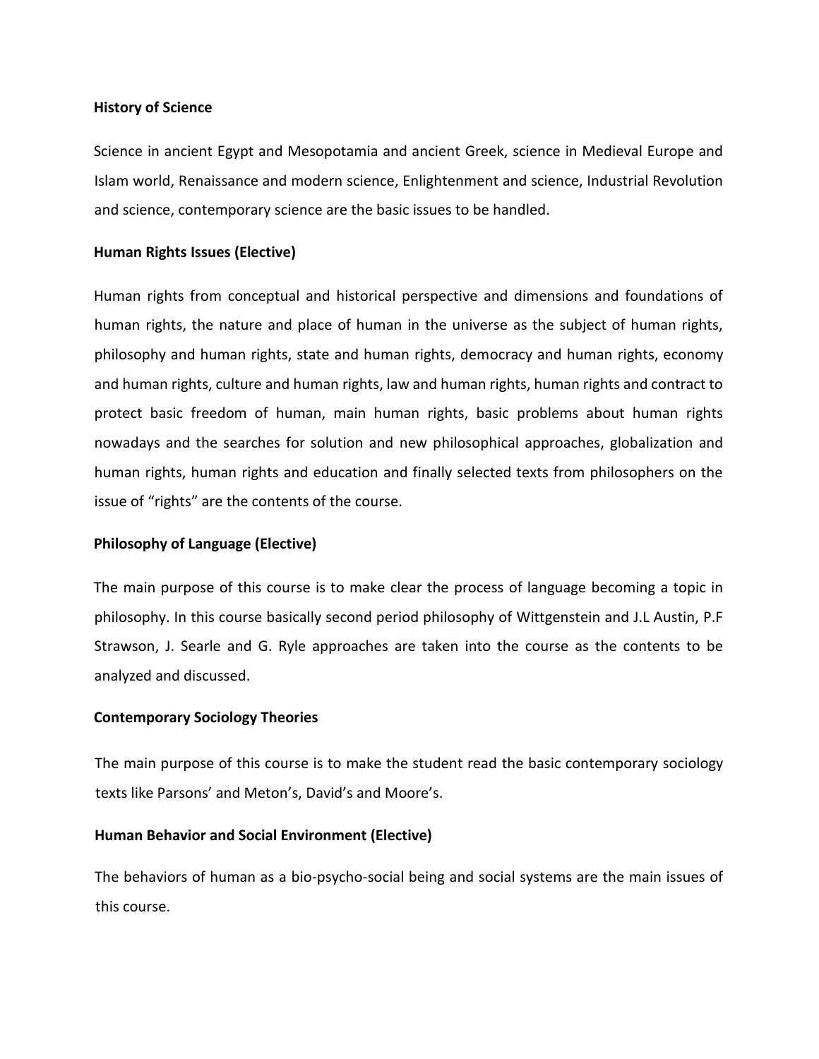**History of Science**

Science in ancient Egypt and Mesopotamia and ancient Greek, science in Medieval Europe and Islam world, Renaissance and modern science, Enlightenment and science, Industrial Revolution and science, contemporary science are the basic issues to be handled.

**Human Rights Issues (Elective)**

Human rights from conceptual and historical perspective and dimensions and foundations of human rights, the nature and place of human in the universe as the subject of human rights, philosophy and human rights, state and human rights, democracy and human rights, economy and human rights, culture and human rights, law and human rights, human rights and contract to protect basic freedom of human, main human rights, basic problems about human rights nowadays and the searches for solution and new philosophical approaches, globalization and human rights, human rights and education and finally selected texts from philosophers on the issue of "rights" are the contents of the course.

**Philosophy of Language (Elective)**

The main purpose of this course is to make clear the process of language becoming a topic in philosophy. In this course basically second period philosophy of Wittgenstein and J.L Austin, P.F Strawson, J. Searle and G. Ryle approaches are taken into the course as the contents to be analyzed and discussed.

**Contemporary Sociology Theories**

The main purpose of this course is to make the student read the basic contemporary sociology texts like Parsons' and Meton's, David's and Moore's.

**Human Behavior and Social Environment (Elective)**

The behaviors of human as a bio-psycho-social being and social systems are the main issues of this course.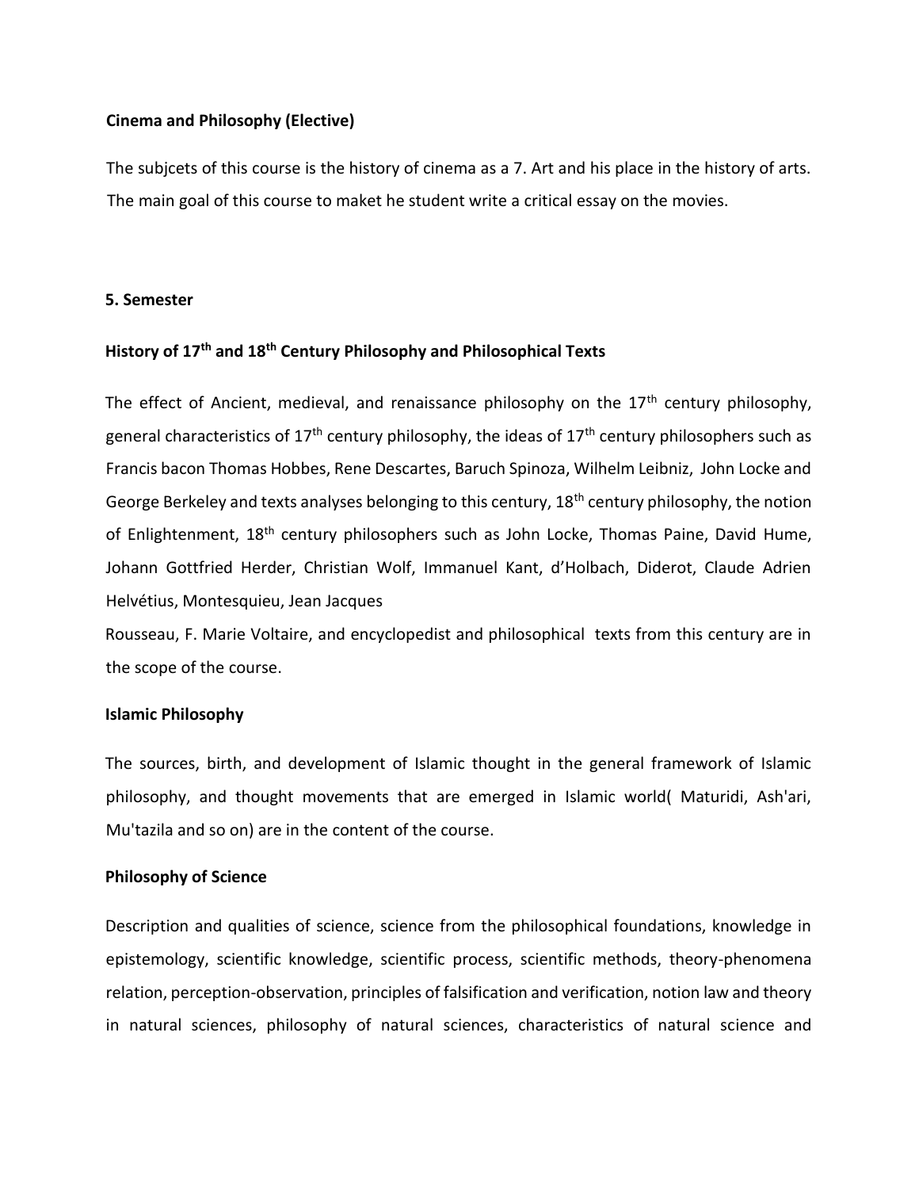**Cinema and Philosophy (Elective)**

The subjcets of this course is the history of cinema as a 7. Art and his place in the history of arts. The main goal of this course to maket he student write a critical essay on the movies.

**5. Semester**

**History of 17th and 18th Century Philosophy and Philosophical Texts**

The effect of Ancient, medieval, and renaissance philosophy on the 17th century philosophy, general characteristics of 17th century philosophy, the ideas of 17th century philosophers such as Francis bacon Thomas Hobbes, Rene Descartes, Baruch Spinoza, Wilhelm Leibniz, John Locke and George Berkeley and texts analyses belonging to this century, 18th century philosophy, the notion of Enlightenment, 18th century philosophers such as John Locke, Thomas Paine, David Hume, Johann Gottfried Herder, Christian Wolf, Immanuel Kant, d'Holbach, Diderot, Claude Adrien Helvétius, Montesquieu, Jean Jacques Rousseau, F. Marie Voltaire, and encyclopedist and philosophical texts from this century are in the scope of the course.

**Islamic Philosophy**

The sources, birth, and development of Islamic thought in the general framework of Islamic philosophy, and thought movements that are emerged in Islamic world( Maturidi, Ash'ari, Mu'tazila and so on) are in the content of the course.

**Philosophy of Science**

Description and qualities of science, science from the philosophical foundations, knowledge in epistemology, scientific knowledge, scientific process, scientific methods, theory-phenomena relation, perception-observation, principles of falsification and verification, notion law and theory in natural sciences, philosophy of natural sciences, characteristics of natural science and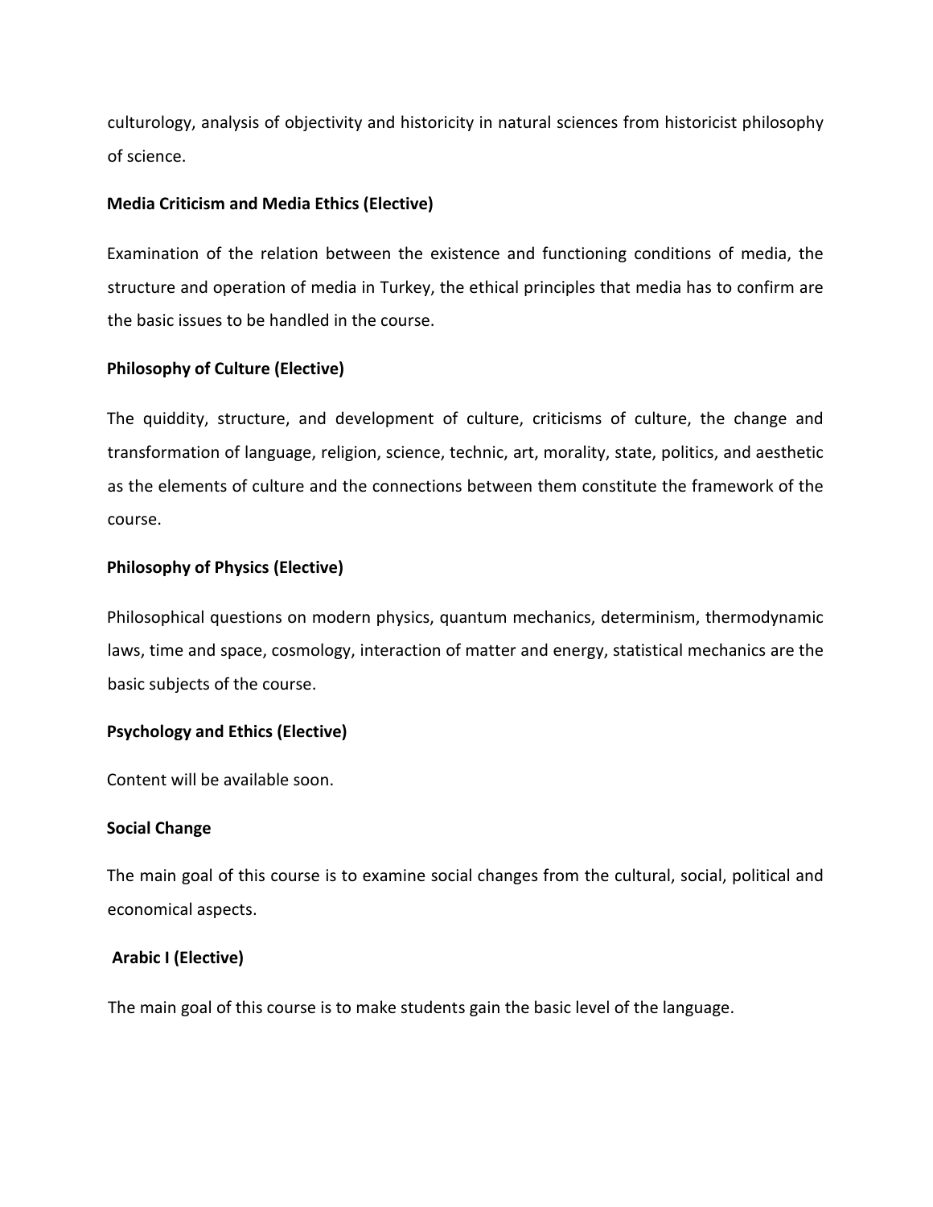culturology, analysis of objectivity and historicity in natural sciences from historicist philosophy of science.

**Media Criticism and Media Ethics (Elective)**

Examination of the relation between the existence and functioning conditions of media, the structure and operation of media in Turkey, the ethical principles that media has to confirm are the basic issues to be handled in the course.

**Philosophy of Culture (Elective)**

The quiddity, structure, and development of culture, criticisms of culture, the change and transformation of language, religion, science, technic, art, morality, state, politics, and aesthetic as the elements of culture and the connections between them constitute the framework of the course.

**Philosophy of Physics (Elective)**

Philosophical questions on modern physics, quantum mechanics, determinism, thermodynamic laws, time and space, cosmology, interaction of matter and energy, statistical mechanics are the basic subjects of the course.

**Psychology and Ethics (Elective)**

Content will be available soon.

**Social Change**

The main goal of this course is to examine social changes from the cultural, social, political and economical aspects.

**Arabic I (Elective)**

The main goal of this course is to make students gain the basic level of the language.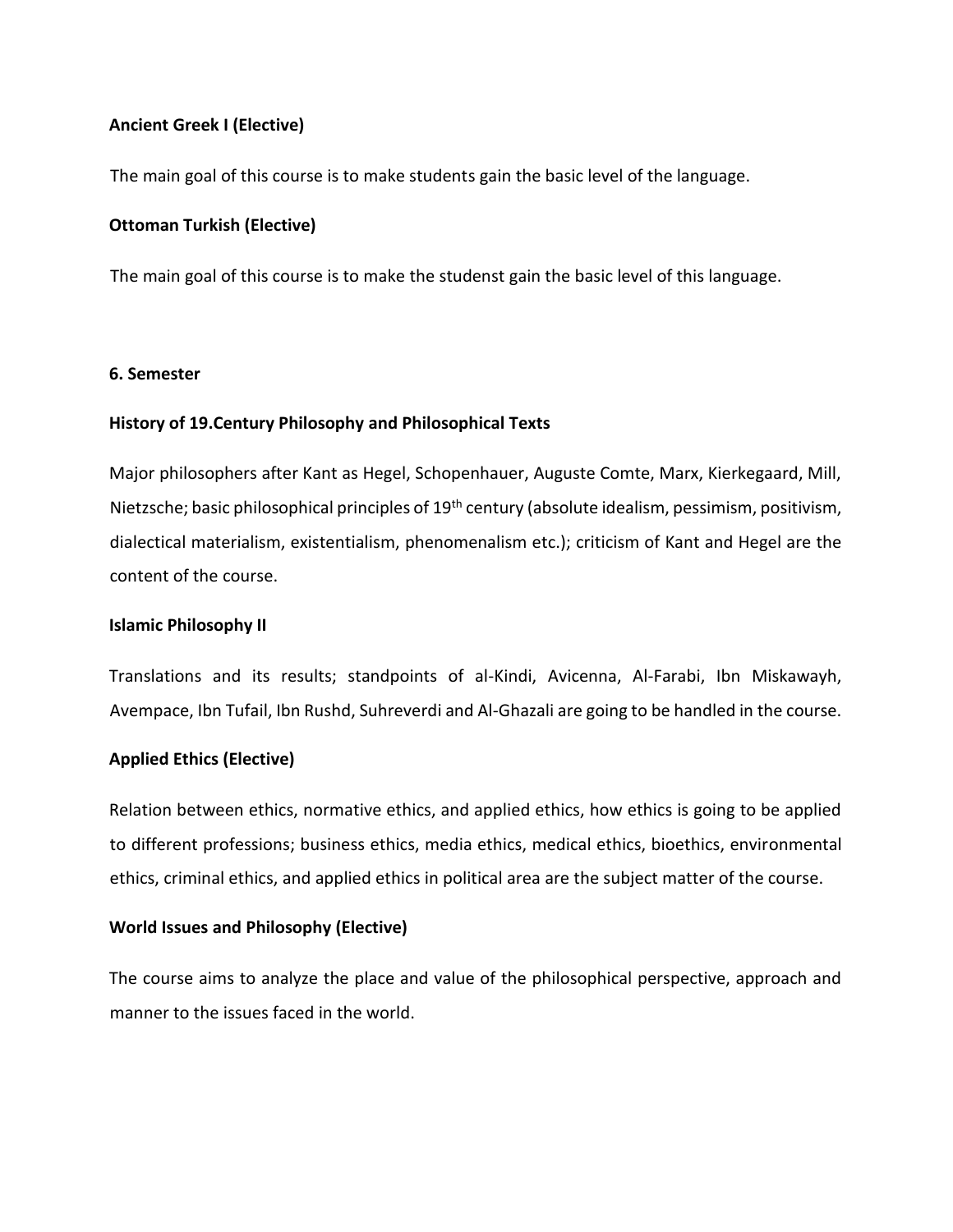**Ancient Greek I (Elective)**

The main goal of this course is to make students gain the basic level of the language.

**Ottoman Turkish (Elective)**

The main goal of this course is to make the studenst gain the basic level of this language.

**6. Semester**

**History of 19.Century Philosophy and Philosophical Texts**

Major philosophers after Kant as Hegel, Schopenhauer, Auguste Comte, Marx, Kierkegaard, Mill, Nietzsche; basic philosophical principles of 19th century (absolute idealism, pessimism, positivism, dialectical materialism, existentialism, phenomenalism etc.); criticism of Kant and Hegel are the content of the course.

**Islamic Philosophy II**

Translations and its results; standpoints of al-Kindi, Avicenna, Al-Farabi, Ibn Miskawayh, Avempace, Ibn Tufail, Ibn Rushd, Suhreverdi and Al-Ghazali are going to be handled in the course.

**Applied Ethics (Elective)**

Relation between ethics, normative ethics, and applied ethics, how ethics is going to be applied to different professions; business ethics, media ethics, medical ethics, bioethics, environmental ethics, criminal ethics, and applied ethics in political area are the subject matter of the course.

**World Issues and Philosophy (Elective)**

The course aims to analyze the place and value of the philosophical perspective, approach and manner to the issues faced in the world.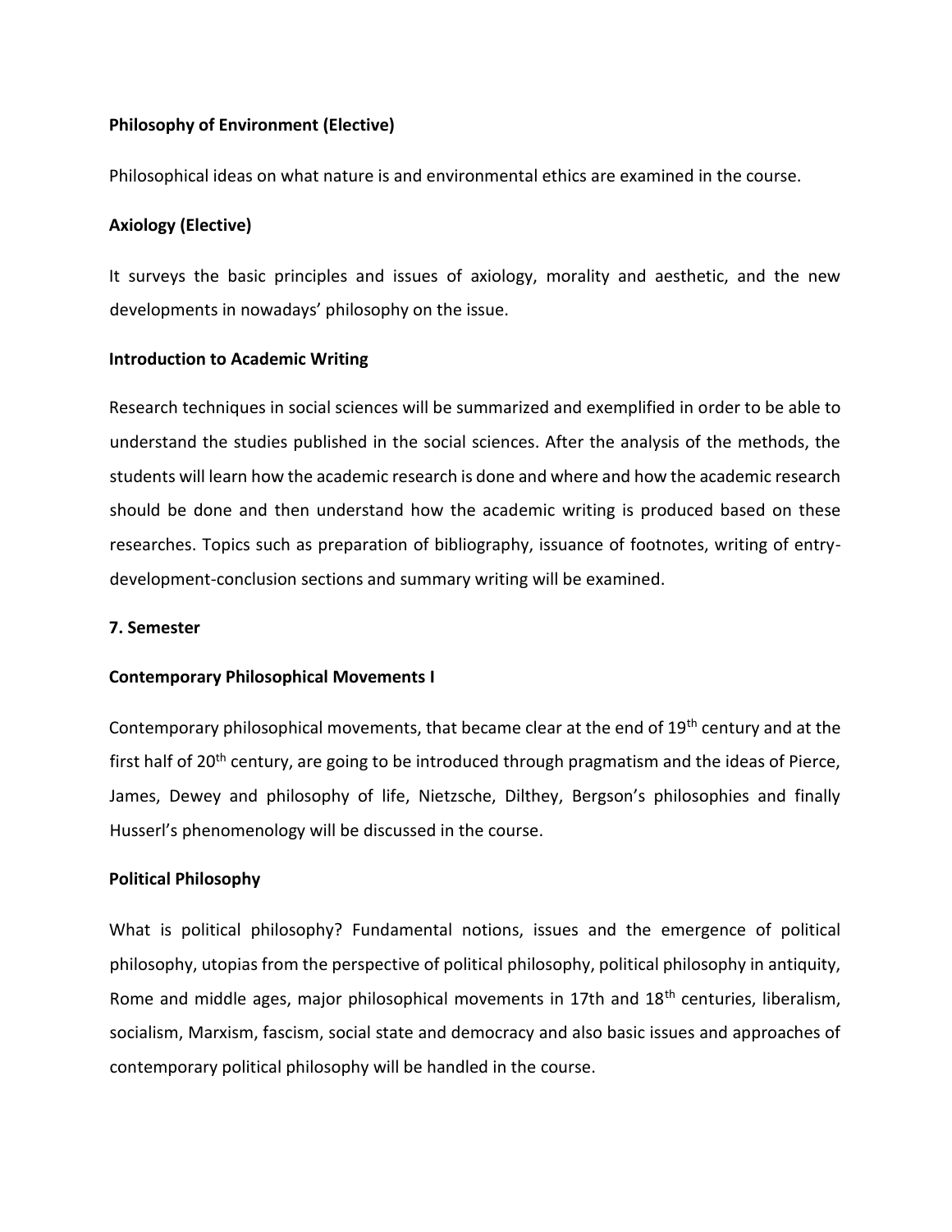**Philosophy of Environment (Elective)**

Philosophical ideas on what nature is and environmental ethics are examined in the course.

**Axiology (Elective)**

It surveys the basic principles and issues of axiology, morality and aesthetic, and the new developments in nowadays' philosophy on the issue.

**Introduction to Academic Writing**

Research techniques in social sciences will be summarized and exemplified in order to be able to understand the studies published in the social sciences. After the analysis of the methods, the students will learn how the academic research is done and where and how the academic research should be done and then understand how the academic writing is produced based on these researches. Topics such as preparation of bibliography, issuance of footnotes, writing of entry-development-conclusion sections and summary writing will be examined.

**7. Semester**

**Contemporary Philosophical Movements I**

Contemporary philosophical movements, that became clear at the end of 19th century and at the first half of 20th century, are going to be introduced through pragmatism and the ideas of Pierce, James, Dewey and philosophy of life, Nietzsche, Dilthey, Bergson's philosophies and finally Husserl's phenomenology will be discussed in the course.

**Political Philosophy**

What is political philosophy? Fundamental notions, issues and the emergence of political philosophy, utopias from the perspective of political philosophy, political philosophy in antiquity, Rome and middle ages, major philosophical movements in 17th and 18th centuries, liberalism, socialism, Marxism, fascism, social state and democracy and also basic issues and approaches of contemporary political philosophy will be handled in the course.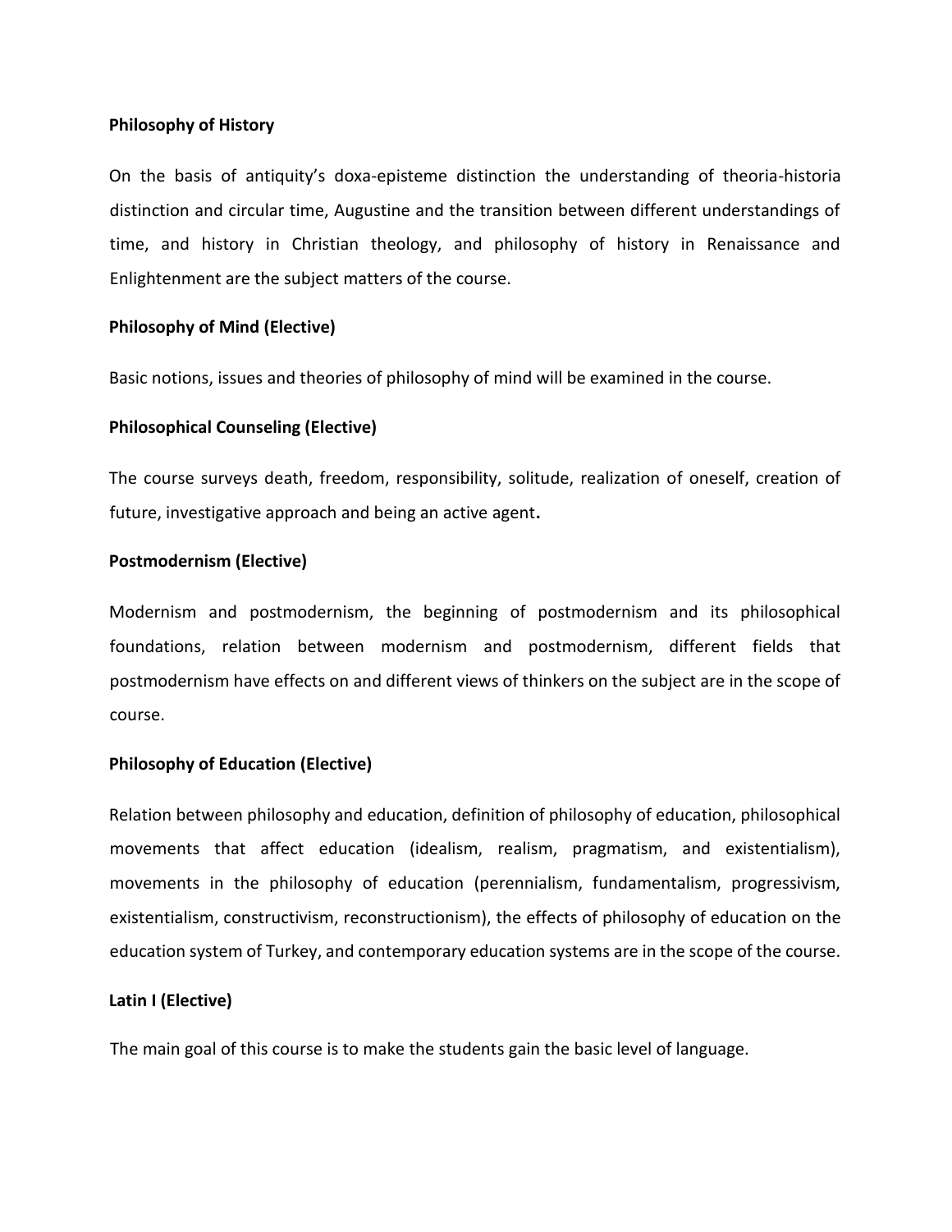**Philosophy of History**

On the basis of antiquity's doxa-episteme distinction the understanding of theoria-historia distinction and circular time, Augustine and the transition between different understandings of time, and history in Christian theology, and philosophy of history in Renaissance and Enlightenment are the subject matters of the course.

**Philosophy of Mind (Elective)**

Basic notions, issues and theories of philosophy of mind will be examined in the course.

**Philosophical Counseling (Elective)**

The course surveys death, freedom, responsibility, solitude, realization of oneself, creation of future, investigative approach and being an active agent**.**

**Postmodernism (Elective)**

Modernism and postmodernism, the beginning of postmodernism and its philosophical foundations, relation between modernism and postmodernism, different fields that postmodernism have effects on and different views of thinkers on the subject are in the scope of course.

**Philosophy of Education (Elective)**

Relation between philosophy and education, definition of philosophy of education, philosophical movements that affect education (idealism, realism, pragmatism, and existentialism), movements in the philosophy of education (perennialism, fundamentalism, progressivism, existentialism, constructivism, reconstructionism), the effects of philosophy of education on the education system of Turkey, and contemporary education systems are in the scope of the course.

**Latin I (Elective)**

The main goal of this course is to make the students gain the basic level of language.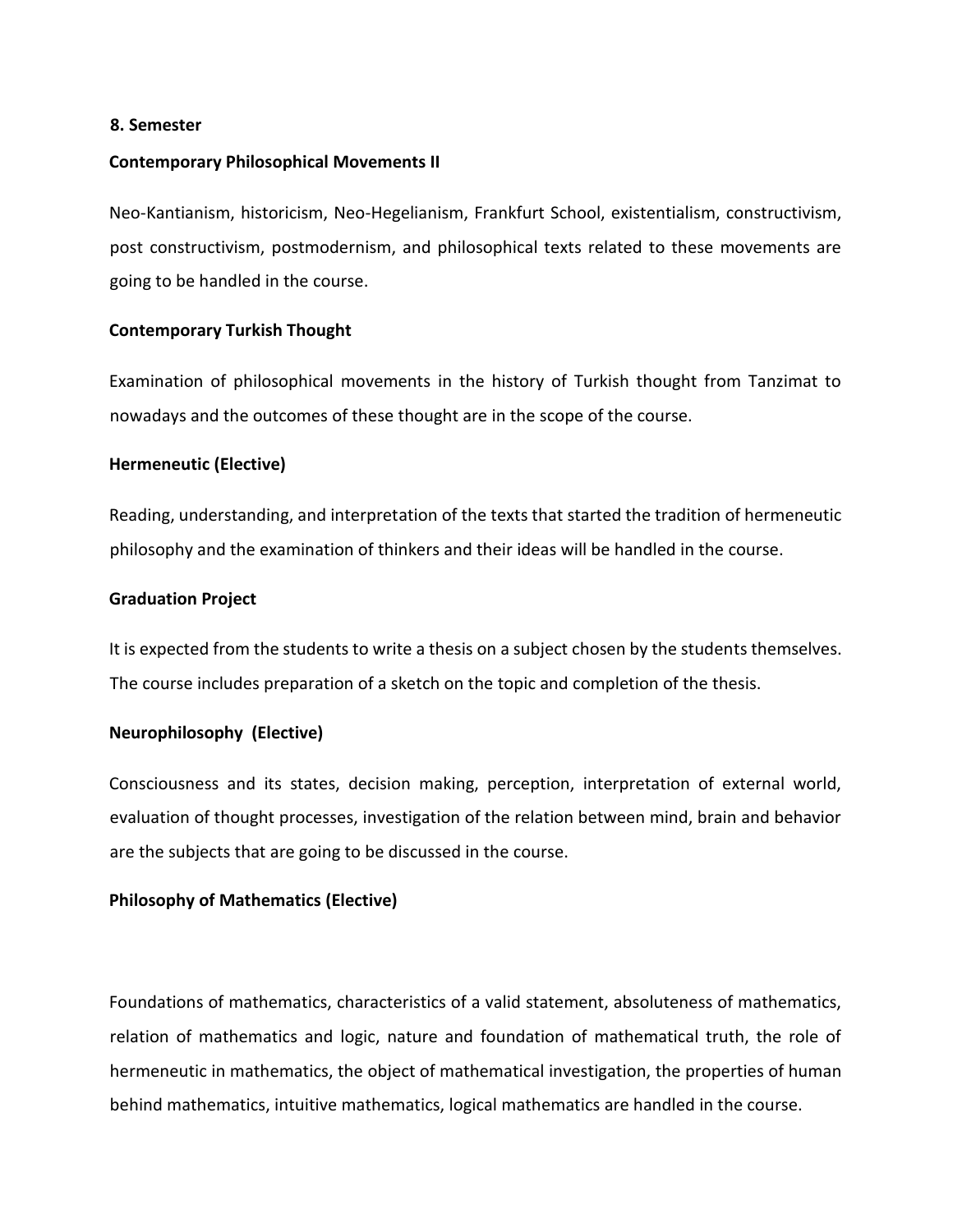## 8. Semester

### Contemporary Philosophical Movements II

Neo-Kantianism, historicism, Neo-Hegelianism, Frankfurt School, existentialism, constructivism, post constructivism, postmodernism, and philosophical texts related to these movements are going to be handled in the course.

### Contemporary Turkish Thought

Examination of philosophical movements in the history of Turkish thought from Tanzimat to nowadays and the outcomes of these thought are in the scope of the course.

### Hermeneutic (Elective)

Reading, understanding, and interpretation of the texts that started the tradition of hermeneutic philosophy and the examination of thinkers and their ideas will be handled in the course.

### Graduation Project

It is expected from the students to write a thesis on a subject chosen by the students themselves. The course includes preparation of a sketch on the topic and completion of the thesis.

### Neurophilosophy (Elective)

Consciousness and its states, decision making, perception, interpretation of external world, evaluation of thought processes, investigation of the relation between mind, brain and behavior are the subjects that are going to be discussed in the course.

### Philosophy of Mathematics (Elective)

Foundations of mathematics, characteristics of a valid statement, absoluteness of mathematics, relation of mathematics and logic, nature and foundation of mathematical truth, the role of hermeneutic in mathematics, the object of mathematical investigation, the properties of human behind mathematics, intuitive mathematics, logical mathematics are handled in the course.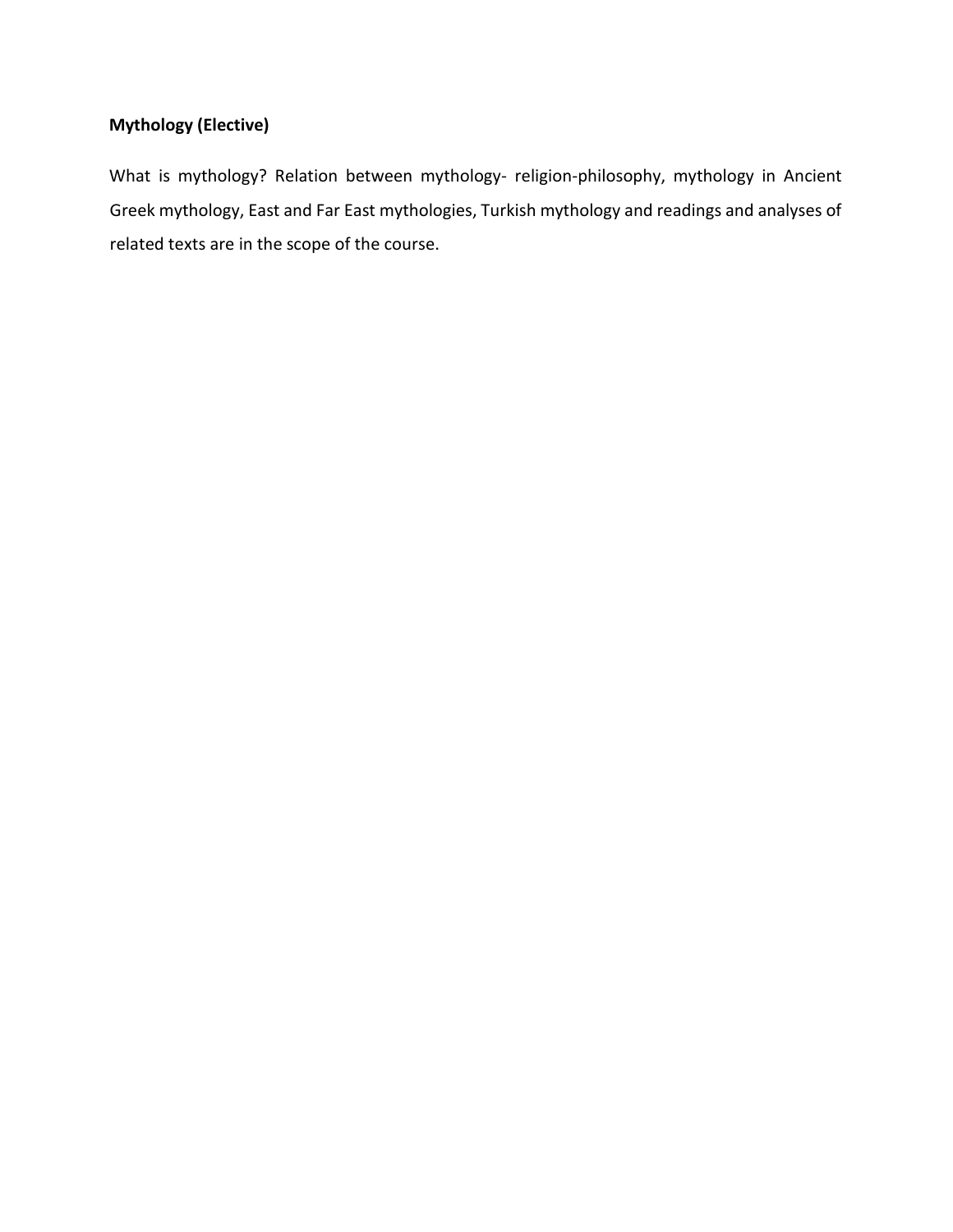**Mythology (Elective)**

What is mythology? Relation between mythology- religion-philosophy, mythology in Ancient Greek mythology, East and Far East mythologies, Turkish mythology and readings and analyses of related texts are in the scope of the course.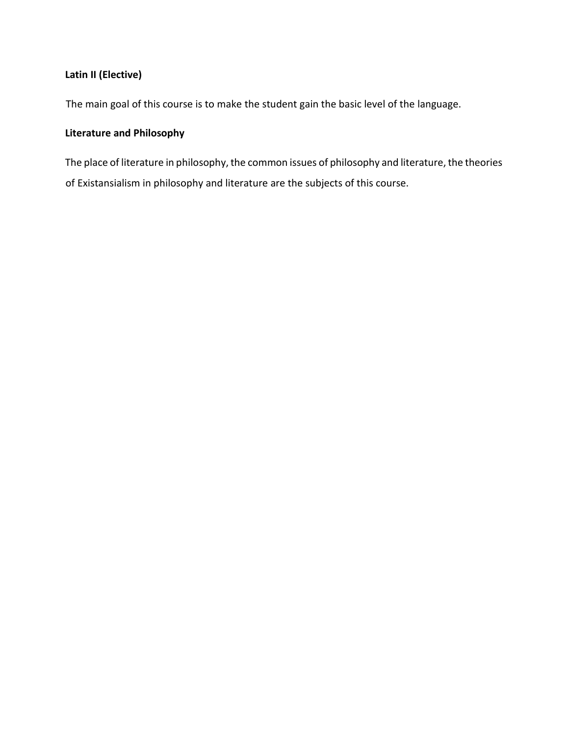**Latin II (Elective)**

The main goal of this course is to make the student gain the basic level of the language.

**Literature and Philosophy**

The place of literature in philosophy, the common issues of philosophy and literature, the theories of Existansialism in philosophy and literature are the subjects of this course.